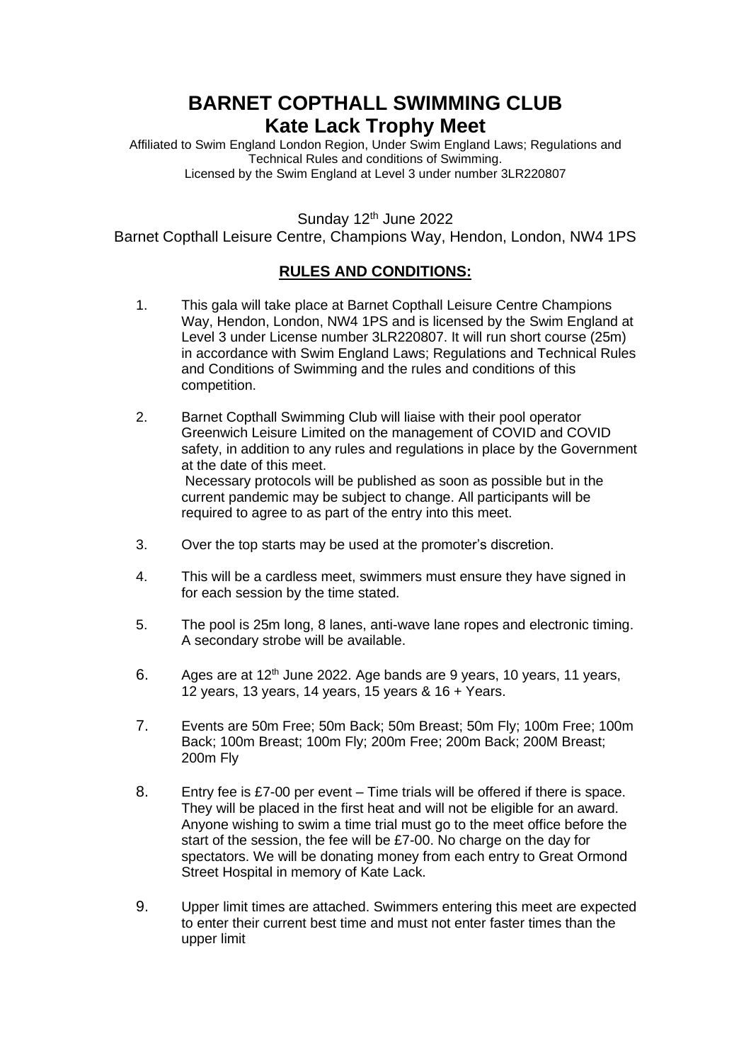# BARNET COPTHALL SWIMMING CLUB
## Kate Lack Trophy Meet

Affiliated to Swim England London Region, Under Swim England Laws; Regulations and Technical Rules and conditions of Swimming.
Licensed by the Swim England at Level 3 under number 3LR220807

Sunday 12th June 2022
Barnet Copthall Leisure Centre, Champions Way, Hendon, London, NW4 1PS

### RULES AND CONDITIONS:

1. This gala will take place at Barnet Copthall Leisure Centre Champions Way, Hendon, London, NW4 1PS and is licensed by the Swim England at Level 3 under License number 3LR220807. It will run short course (25m) in accordance with Swim England Laws; Regulations and Technical Rules and Conditions of Swimming and the rules and conditions of this competition.

2. Barnet Copthall Swimming Club will liaise with their pool operator Greenwich Leisure Limited on the management of COVID and COVID safety, in addition to any rules and regulations in place by the Government at the date of this meet.
   Necessary protocols will be published as soon as possible but in the current pandemic may be subject to change. All participants will be required to agree to as part of the entry into this meet.

3. Over the top starts may be used at the promoter's discretion.

4. This will be a cardless meet, swimmers must ensure they have signed in for each session by the time stated.

5. The pool is 25m long, 8 lanes, anti-wave lane ropes and electronic timing. A secondary strobe will be available.

6. Ages are at 12th June 2022. Age bands are 9 years, 10 years, 11 years, 12 years, 13 years, 14 years, 15 years & 16 + Years.

7. Events are 50m Free; 50m Back; 50m Breast; 50m Fly; 100m Free; 100m Back; 100m Breast; 100m Fly; 200m Free; 200m Back; 200M Breast; 200m Fly

8. Entry fee is £7-00 per event – Time trials will be offered if there is space. They will be placed in the first heat and will not be eligible for an award. Anyone wishing to swim a time trial must go to the meet office before the start of the session, the fee will be £7-00. No charge on the day for spectators. We will be donating money from each entry to Great Ormond Street Hospital in memory of Kate Lack.

9. Upper limit times are attached. Swimmers entering this meet are expected to enter their current best time and must not enter faster times than the upper limit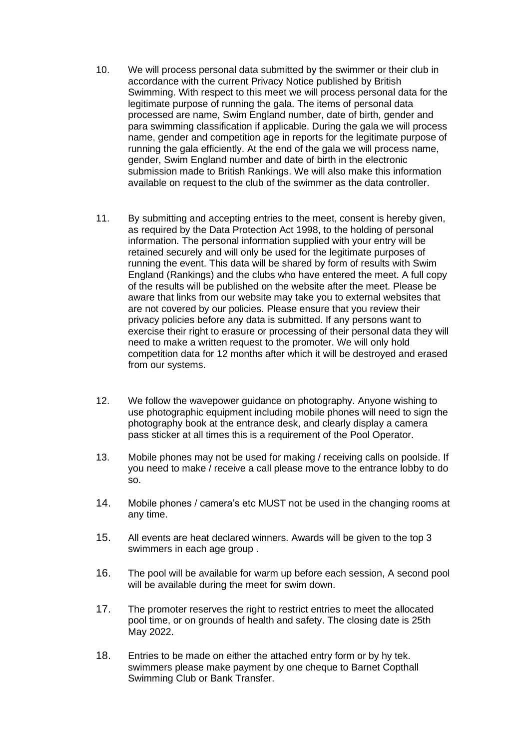10. We will process personal data submitted by the swimmer or their club in accordance with the current Privacy Notice published by British Swimming. With respect to this meet we will process personal data for the legitimate purpose of running the gala. The items of personal data processed are name, Swim England number, date of birth, gender and para swimming classification if applicable. During the gala we will process name, gender and competition age in reports for the legitimate purpose of running the gala efficiently. At the end of the gala we will process name, gender, Swim England number and date of birth in the electronic submission made to British Rankings. We will also make this information available on request to the club of the swimmer as the data controller.

11. By submitting and accepting entries to the meet, consent is hereby given, as required by the Data Protection Act 1998, to the holding of personal information. The personal information supplied with your entry will be retained securely and will only be used for the legitimate purposes of running the event. This data will be shared by form of results with Swim England (Rankings) and the clubs who have entered the meet. A full copy of the results will be published on the website after the meet. Please be aware that links from our website may take you to external websites that are not covered by our policies. Please ensure that you review their privacy policies before any data is submitted. If any persons want to exercise their right to erasure or processing of their personal data they will need to make a written request to the promoter. We will only hold competition data for 12 months after which it will be destroyed and erased from our systems.

12. We follow the wavepower guidance on photography. Anyone wishing to use photographic equipment including mobile phones will need to sign the photography book at the entrance desk, and clearly display a camera pass sticker at all times this is a requirement of the Pool Operator.

13. Mobile phones may not be used for making / receiving calls on poolside. If you need to make / receive a call please move to the entrance lobby to do so.

14. Mobile phones / camera's etc MUST not be used in the changing rooms at any time.

15. All events are heat declared winners. Awards will be given to the top 3 swimmers in each age group .

16. The pool will be available for warm up before each session, A second pool will be available during the meet for swim down.

17. The promoter reserves the right to restrict entries to meet the allocated pool time, or on grounds of health and safety. The closing date is 25th May 2022.

18. Entries to be made on either the attached entry form or by hy tek. swimmers please make payment by one cheque to Barnet Copthall Swimming Club or Bank Transfer.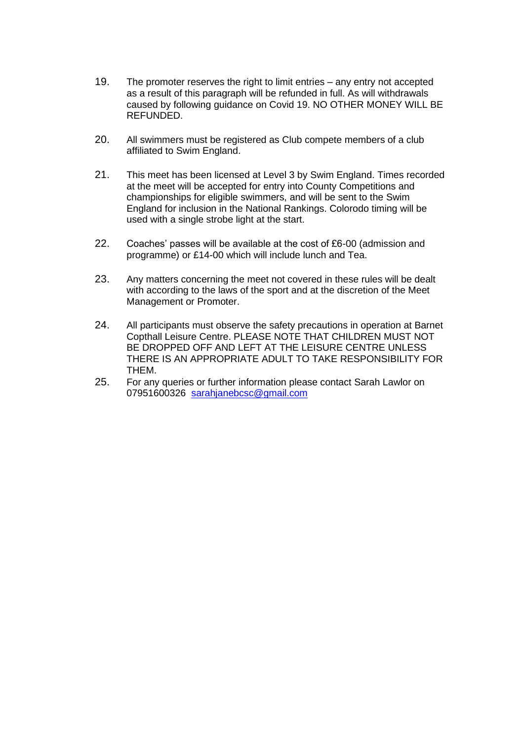19. The promoter reserves the right to limit entries – any entry not accepted as a result of this paragraph will be refunded in full. As will withdrawals caused by following guidance on Covid 19. NO OTHER MONEY WILL BE REFUNDED.

20. All swimmers must be registered as Club compete members of a club affiliated to Swim England.

21. This meet has been licensed at Level 3 by Swim England. Times recorded at the meet will be accepted for entry into County Competitions and championships for eligible swimmers, and will be sent to the Swim England for inclusion in the National Rankings. Colorodo timing will be used with a single strobe light at the start.

22. Coaches' passes will be available at the cost of £6-00 (admission and programme) or £14-00 which will include lunch and Tea.

23. Any matters concerning the meet not covered in these rules will be dealt with according to the laws of the sport and at the discretion of the Meet Management or Promoter.

24. All participants must observe the safety precautions in operation at Barnet Copthall Leisure Centre. PLEASE NOTE THAT CHILDREN MUST NOT BE DROPPED OFF AND LEFT AT THE LEISURE CENTRE UNLESS THERE IS AN APPROPRIATE ADULT TO TAKE RESPONSIBILITY FOR THEM.

25. For any queries or further information please contact Sarah Lawlor on 07951600326 sarahjanebcsc@gmail.com